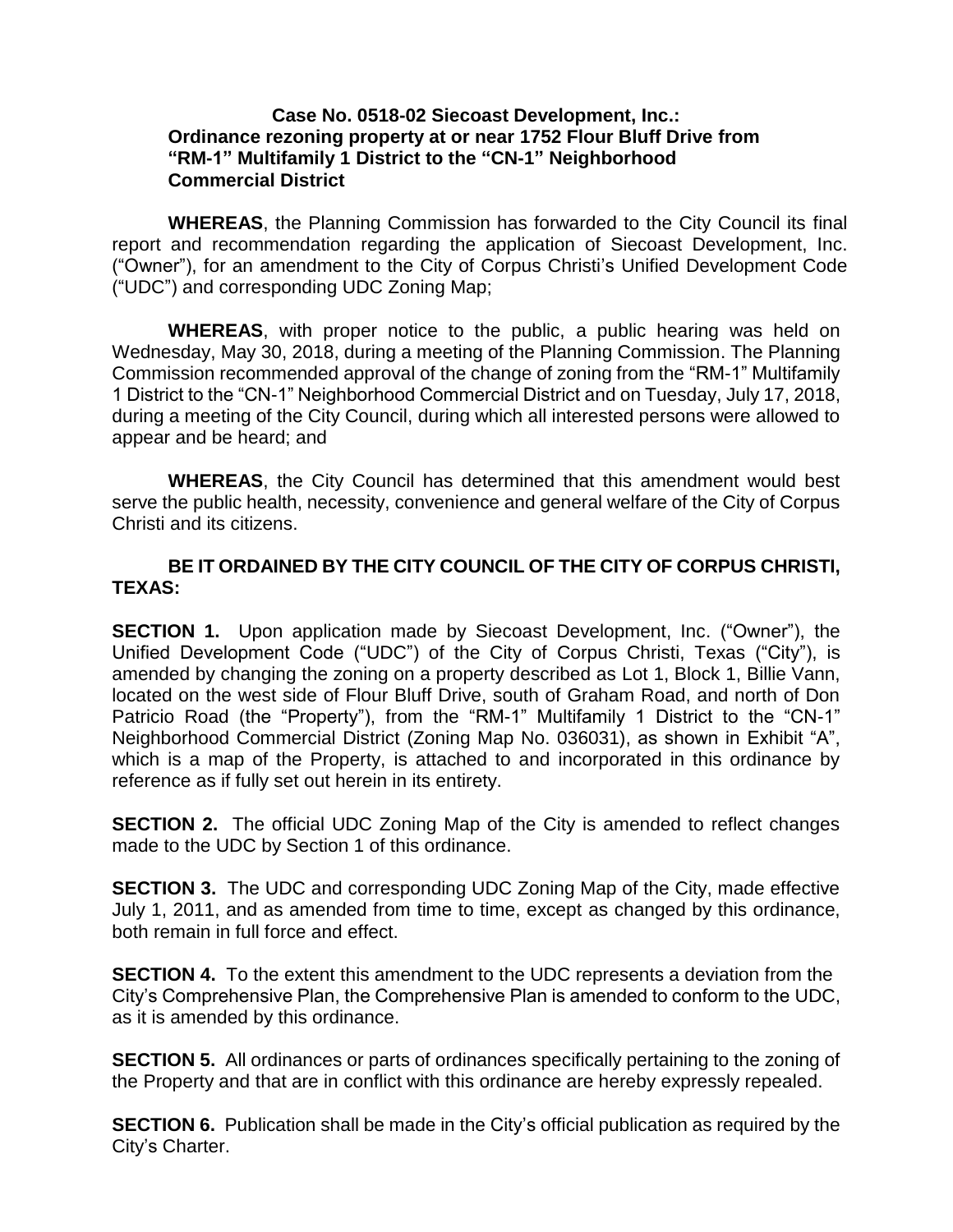**Case No. 0518-02 Siecoast Development, Inc.: Ordinance rezoning property at or near 1752 Flour Bluff Drive from "RM-1" Multifamily 1 District to the "CN-1" Neighborhood Commercial District**

**WHEREAS**, the Planning Commission has forwarded to the City Council its final report and recommendation regarding the application of Siecoast Development, Inc. ("Owner"), for an amendment to the City of Corpus Christi's Unified Development Code ("UDC") and corresponding UDC Zoning Map;

**WHEREAS**, with proper notice to the public, a public hearing was held on Wednesday, May 30, 2018, during a meeting of the Planning Commission. The Planning Commission recommended approval of the change of zoning from the "RM-1" Multifamily 1 District to the "CN-1" Neighborhood Commercial District and on Tuesday, July 17, 2018, during a meeting of the City Council, during which all interested persons were allowed to appear and be heard; and

**WHEREAS**, the City Council has determined that this amendment would best serve the public health, necessity, convenience and general welfare of the City of Corpus Christi and its citizens.

**BE IT ORDAINED BY THE CITY COUNCIL OF THE CITY OF CORPUS CHRISTI, TEXAS:**

**SECTION 1.** Upon application made by Siecoast Development, Inc. ("Owner"), the Unified Development Code ("UDC") of the City of Corpus Christi, Texas ("City"), is amended by changing the zoning on a property described as Lot 1, Block 1, Billie Vann, located on the west side of Flour Bluff Drive, south of Graham Road, and north of Don Patricio Road (the "Property"), from the "RM-1" Multifamily 1 District to the "CN-1" Neighborhood Commercial District (Zoning Map No. 036031), as shown in Exhibit "A", which is a map of the Property, is attached to and incorporated in this ordinance by reference as if fully set out herein in its entirety.

**SECTION 2.** The official UDC Zoning Map of the City is amended to reflect changes made to the UDC by Section 1 of this ordinance.

**SECTION 3.** The UDC and corresponding UDC Zoning Map of the City, made effective July 1, 2011, and as amended from time to time, except as changed by this ordinance, both remain in full force and effect.

**SECTION 4.** To the extent this amendment to the UDC represents a deviation from the City's Comprehensive Plan, the Comprehensive Plan is amended to conform to the UDC, as it is amended by this ordinance.

**SECTION 5.** All ordinances or parts of ordinances specifically pertaining to the zoning of the Property and that are in conflict with this ordinance are hereby expressly repealed.

**SECTION 6.** Publication shall be made in the City's official publication as required by the City's Charter.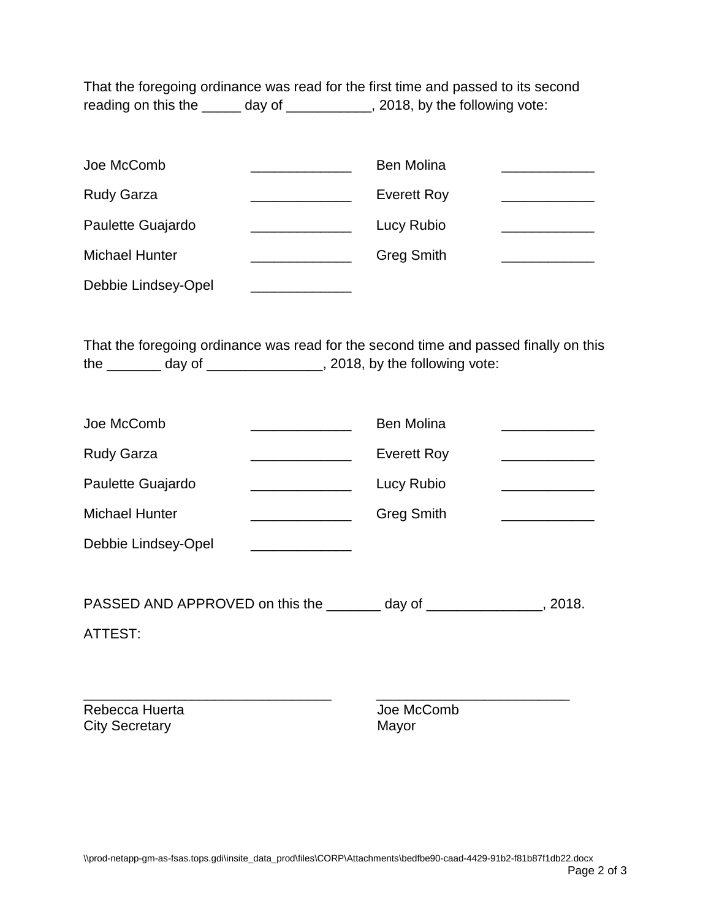That the foregoing ordinance was read for the first time and passed to its second reading on this the _____ day of ___________, 2018, by the following vote:

| | | | |
|---|---|---|---|
| Joe McComb | _____________ | Ben Molina | ____________ |
| Rudy Garza | _____________ | Everett Roy | ____________ |
| Paulette Guajardo | _____________ | Lucy Rubio | ____________ |
| Michael Hunter | _____________ | Greg Smith | ____________ |
| Debbie Lindsey-Opel | _____________ | | |

That the foregoing ordinance was read for the second time and passed finally on this the _______ day of _______________, 2018, by the following vote:

| | | | |
|---|---|---|---|
| Joe McComb | _____________ | Ben Molina | ____________ |
| Rudy Garza | _____________ | Everett Roy | ____________ |
| Paulette Guajardo | _____________ | Lucy Rubio | ____________ |
| Michael Hunter | _____________ | Greg Smith | ____________ |
| Debbie Lindsey-Opel | _____________ | | |

PASSED AND APPROVED on this the _______ day of _______________, 2018.

ATTEST:

________________________________ &nbsp;&nbsp;&nbsp;&nbsp; _________________________
Rebecca Huerta &nbsp;&nbsp;&nbsp;&nbsp; Joe McComb
City Secretary &nbsp;&nbsp;&nbsp;&nbsp; Mayor

\\prod-netapp-gm-as-fsas.tops.gdi\insite_data_prod\files\CORP\Attachments\bedfbe90-caad-4429-91b2-f81b87f1db22.docx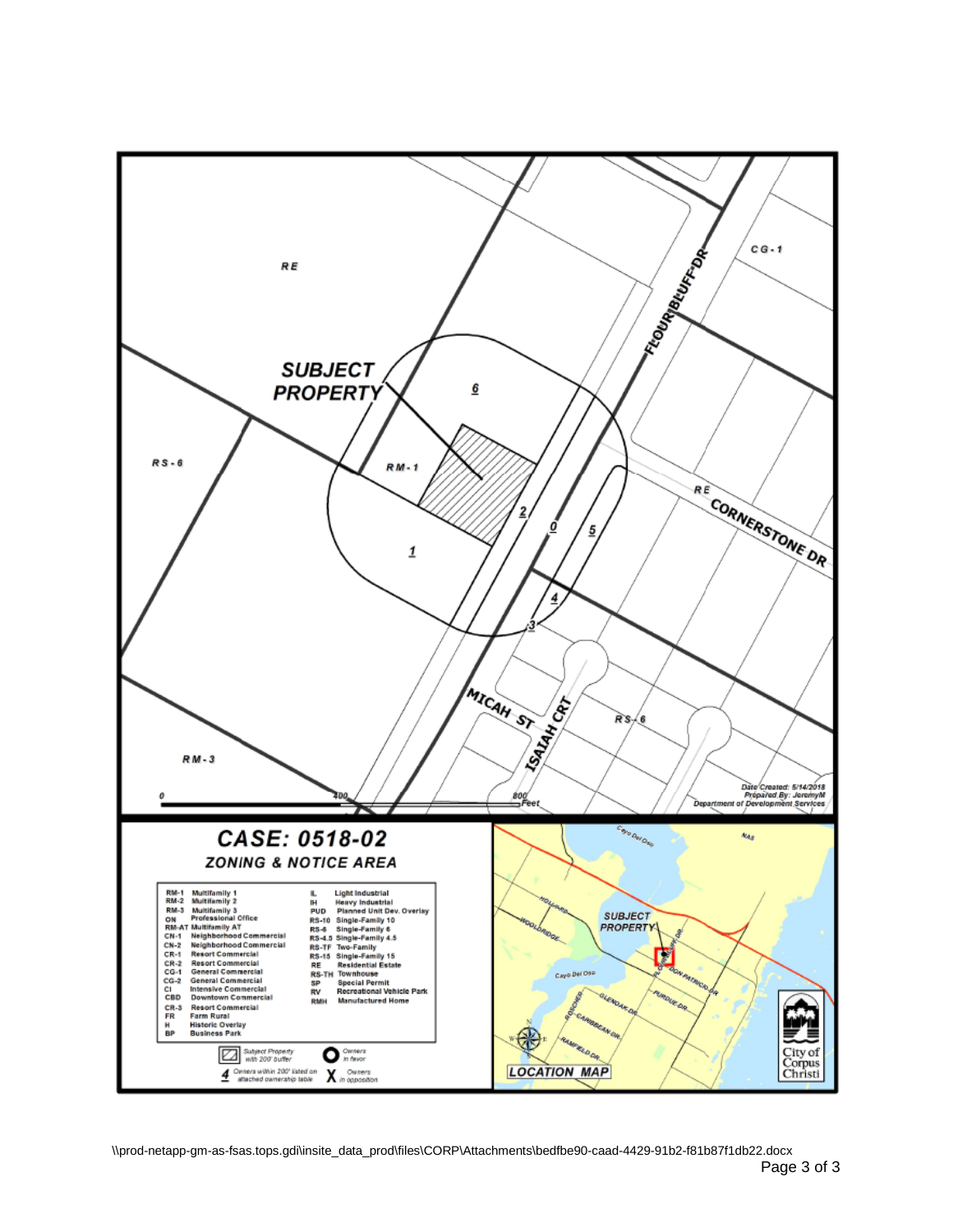RE

CG - 1

FLOUR BLUFF DR

SUBJECT PROPERTY

6

RS - 6

RM - 1

RE

CORNERSTONE DR

2

0

5

1

4

3

MICAH ST

ISAIAH CRT

RS - 6

RM - 3

0

400

800

Feet

Date Created: 5/14/2018
Prepared By: JeremyM
Department of Development Services

# CASE: 0518-02

## ZONING & NOTICE AREA

| | | | |
|---|---|---|---|
| RM-1 | Multifamily 1 | IL | Light Industrial |
| RM-2 | Multifamily 2 | IH | Heavy Industrial |
| RM-3 | Multifamily 3 | PUD | Planned Unit Dev. Overlay |
| ON | Professional Office | RS-10 | Single-Family 10 |
| RM-AT | Multifamily AT | RS-6 | Single-Family 6 |
| CN-1 | Neighborhood Commercial | RS-4.5 | Single-Family 4.5 |
| CN-2 | Neighborhood Commercial | RS-TF | Two-Family |
| CR-1 | Resort Commercial | RS-15 | Single-Family 15 |
| CR-2 | Resort Commercial | RE | Residential Estate |
| CG-1 | General Commercial | RS-TH | Townhouse |
| CG-2 | General Commercial | SP | Special Permit |
| CI | Intensive Commercial | RV | Recreational Vehicle Park |
| CBD | Downtown Commercial | RMH | Manufactured Home |
| CR-3 | Resort Commercial | | |
| FR | Farm Rural | | |
| H | Historic Overlay | | |
| BP | Business Park | | |

Subject Property with 200' buffer

Owners in favor

4 Owners within 200' listed on attached ownership table

X Owners in opposition

Cayo Del Oso

NAS

SUBJECT PROPERTY

HOLLY RD

WOOLDRIDGE

Cayo Del Oso

FLOUR BLUFF DR

DON PATRICIO DR

PURDUE DR

GLENOAK DR

RODD FIELD

CARIBBEAN DR

RAMFIELD DR

LOCATION MAP

City of Corpus Christi

\\prod-netapp-gm-as-fsas.tops.gdi\insite_data_prod\files\CORP\Attachments\bedfbe90-caad-4429-91b2-f81b87f1db22.docx